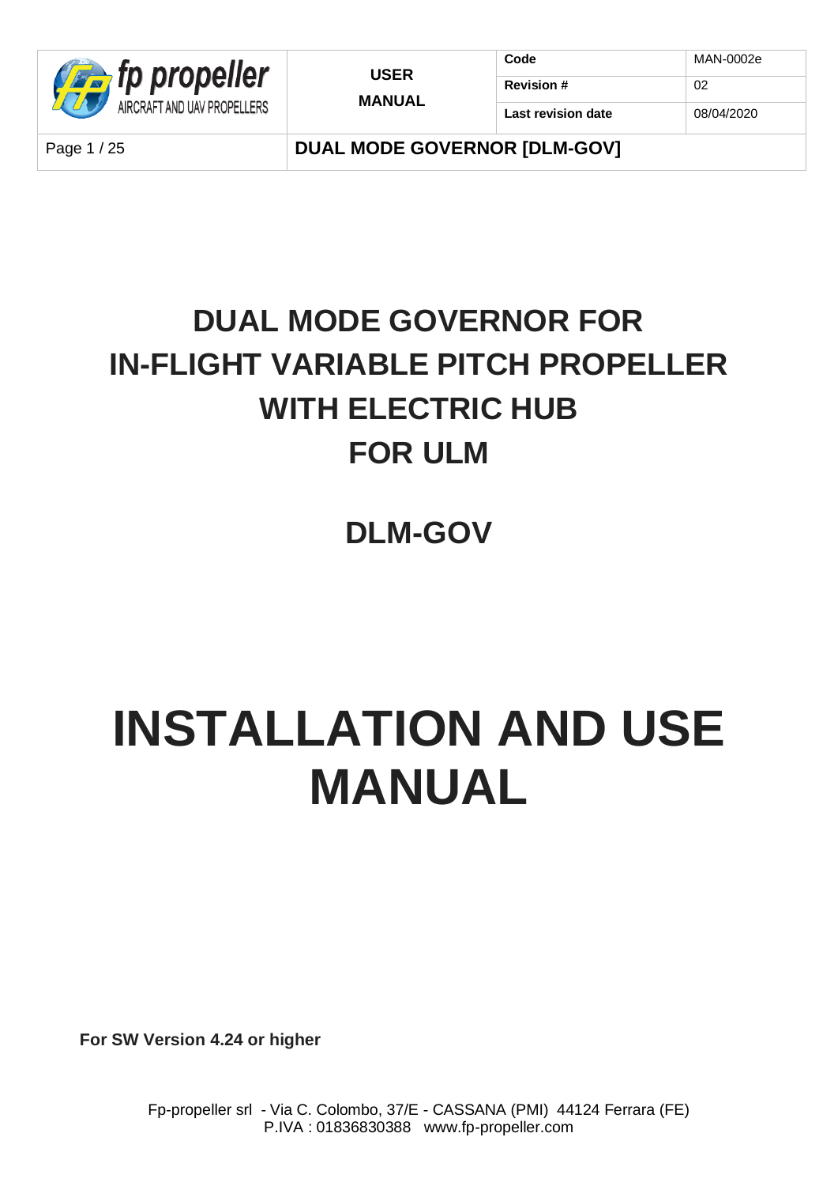# DUAL MODE GOVERNOR FOR IN-FLIGHT VARIABLE PITCH PROPELLER WITH ELECTRIC HUB FOR ULM

## DLM-GOV

# INSTALLATION AND USE MANUAL

**For SW Version 4.24 or higher**

Fp-propeller srl - Via C. Colombo, 37/E - CASSANA (PMI) 44124 Ferrara (FE)
P.IVA : 01836830388 www.fp-propeller.com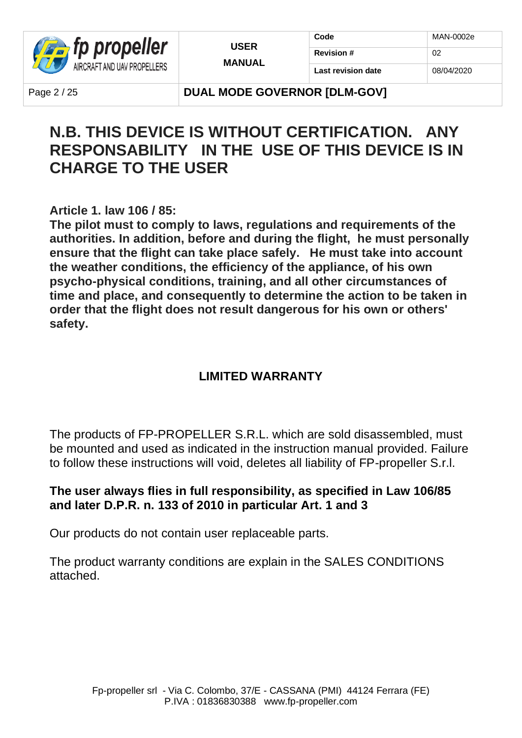# N.B. THIS DEVICE IS WITHOUT CERTIFICATION. ANY RESPONSABILITY IN THE USE OF THIS DEVICE IS IN CHARGE TO THE USER

**Article 1. law 106 / 85:**
**The pilot must to comply to laws, regulations and requirements of the authorities. In addition, before and during the flight, he must personally ensure that the flight can take place safely. He must take into account the weather conditions, the efficiency of the appliance, of his own psycho-physical conditions, training, and all other circumstances of time and place, and consequently to determine the action to be taken in order that the flight does not result dangerous for his own or others' safety.**

## LIMITED WARRANTY

The products of FP-PROPELLER S.R.L. which are sold disassembled, must be mounted and used as indicated in the instruction manual provided. Failure to follow these instructions will void, deletes all liability of FP-propeller S.r.l.

**The user always flies in full responsibility, as specified in Law 106/85 and later D.P.R. n. 133 of 2010 in particular Art. 1 and 3**

Our products do not contain user replaceable parts.

The product warranty conditions are explain in the SALES CONDITIONS attached.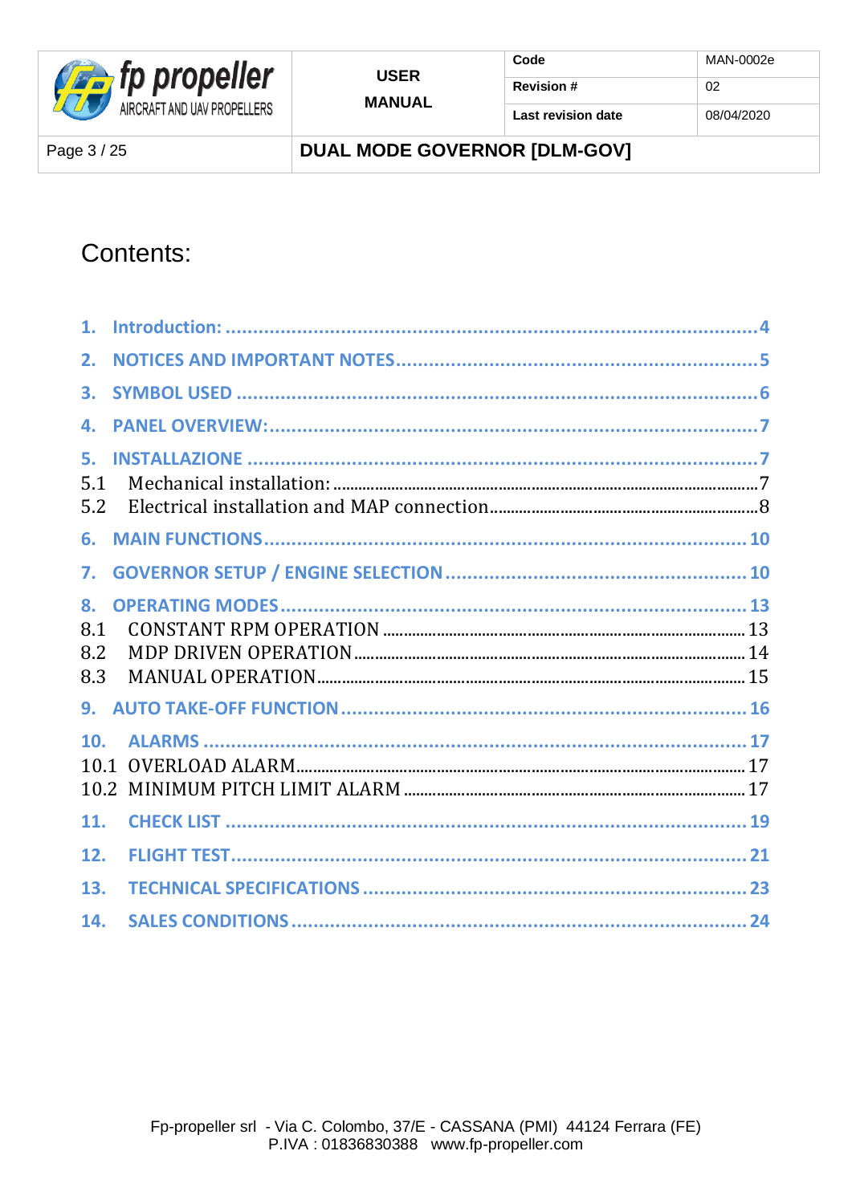# Contents:

1. Introduction: ... 4
2. NOTICES AND IMPORTANT NOTES ... 5
3. SYMBOL USED ... 6
4. PANEL OVERVIEW: ... 7
5. INSTALLAZIONE ... 7
   - 5.1 Mechanical installation: ... 7
   - 5.2 Electrical installation and MAP connection ... 8
6. MAIN FUNCTIONS ... 10
7. GOVERNOR SETUP / ENGINE SELECTION ... 10
8. OPERATING MODES ... 13
   - 8.1 CONSTANT RPM OPERATION ... 13
   - 8.2 MDP DRIVEN OPERATION ... 14
   - 8.3 MANUAL OPERATION ... 15
9. AUTO TAKE-OFF FUNCTION ... 16
10. ALARMS ... 17
    - 10.1 OVERLOAD ALARM ... 17
    - 10.2 MINIMUM PITCH LIMIT ALARM ... 17
11. CHECK LIST ... 19
12. FLIGHT TEST ... 21
13. TECHNICAL SPECIFICATIONS ... 23
14. SALES CONDITIONS ... 24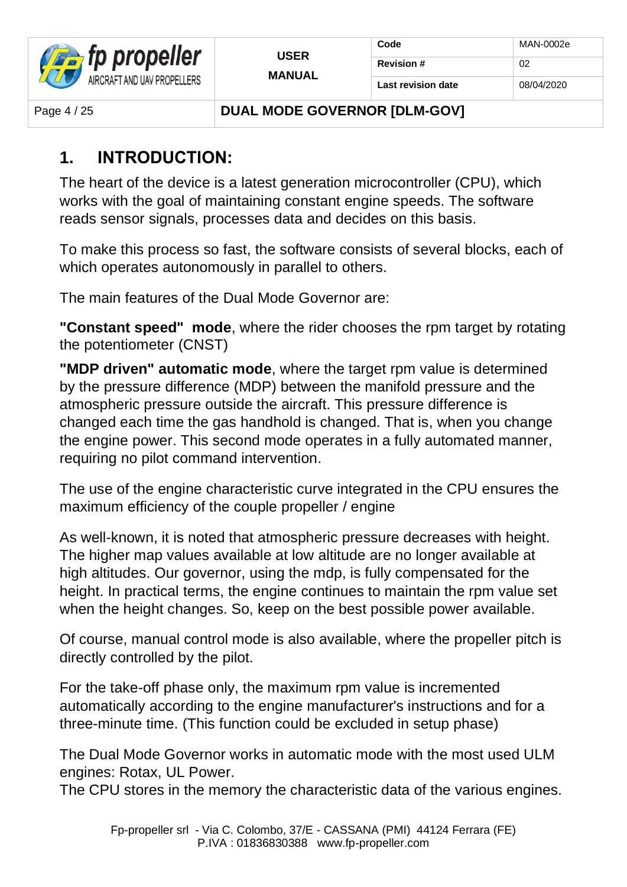# 1. INTRODUCTION:

The heart of the device is a latest generation microcontroller (CPU), which works with the goal of maintaining constant engine speeds. The software reads sensor signals, processes data and decides on this basis.

To make this process so fast, the software consists of several blocks, each of which operates autonomously in parallel to others.

The main features of the Dual Mode Governor are:

**"Constant speed" mode**, where the rider chooses the rpm target by rotating the potentiometer (CNST)

**"MDP driven" automatic mode**, where the target rpm value is determined by the pressure difference (MDP) between the manifold pressure and the atmospheric pressure outside the aircraft. This pressure difference is changed each time the gas handhold is changed. That is, when you change the engine power. This second mode operates in a fully automated manner, requiring no pilot command intervention.

The use of the engine characteristic curve integrated in the CPU ensures the maximum efficiency of the couple propeller / engine

As well-known, it is noted that atmospheric pressure decreases with height. The higher map values available at low altitude are no longer available at high altitudes. Our governor, using the mdp, is fully compensated for the height. In practical terms, the engine continues to maintain the rpm value set when the height changes. So, keep on the best possible power available.

Of course, manual control mode is also available, where the propeller pitch is directly controlled by the pilot.

For the take-off phase only, the maximum rpm value is incremented automatically according to the engine manufacturer's instructions and for a three-minute time. (This function could be excluded in setup phase)

The Dual Mode Governor works in automatic mode with the most used ULM engines: Rotax, UL Power.
The CPU stores in the memory the characteristic data of the various engines.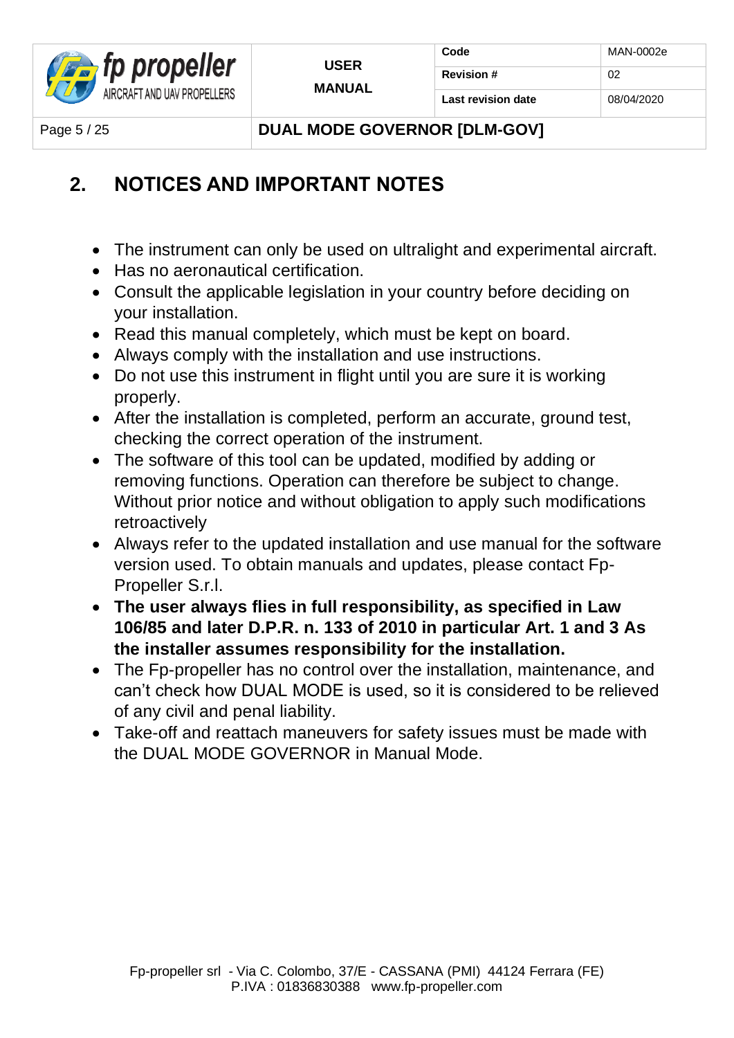## 2. NOTICES AND IMPORTANT NOTES

- The instrument can only be used on ultralight and experimental aircraft.
- Has no aeronautical certification.
- Consult the applicable legislation in your country before deciding on your installation.
- Read this manual completely, which must be kept on board.
- Always comply with the installation and use instructions.
- Do not use this instrument in flight until you are sure it is working properly.
- After the installation is completed, perform an accurate, ground test, checking the correct operation of the instrument.
- The software of this tool can be updated, modified by adding or removing functions. Operation can therefore be subject to change. Without prior notice and without obligation to apply such modifications retroactively
- Always refer to the updated installation and use manual for the software version used. To obtain manuals and updates, please contact Fp-Propeller S.r.l.
- **The user always flies in full responsibility, as specified in Law 106/85 and later D.P.R. n. 133 of 2010 in particular Art. 1 and 3 As the installer assumes responsibility for the installation.**
- The Fp-propeller has no control over the installation, maintenance, and can't check how DUAL MODE is used, so it is considered to be relieved of any civil and penal liability.
- Take-off and reattach maneuvers for safety issues must be made with the DUAL MODE GOVERNOR in Manual Mode.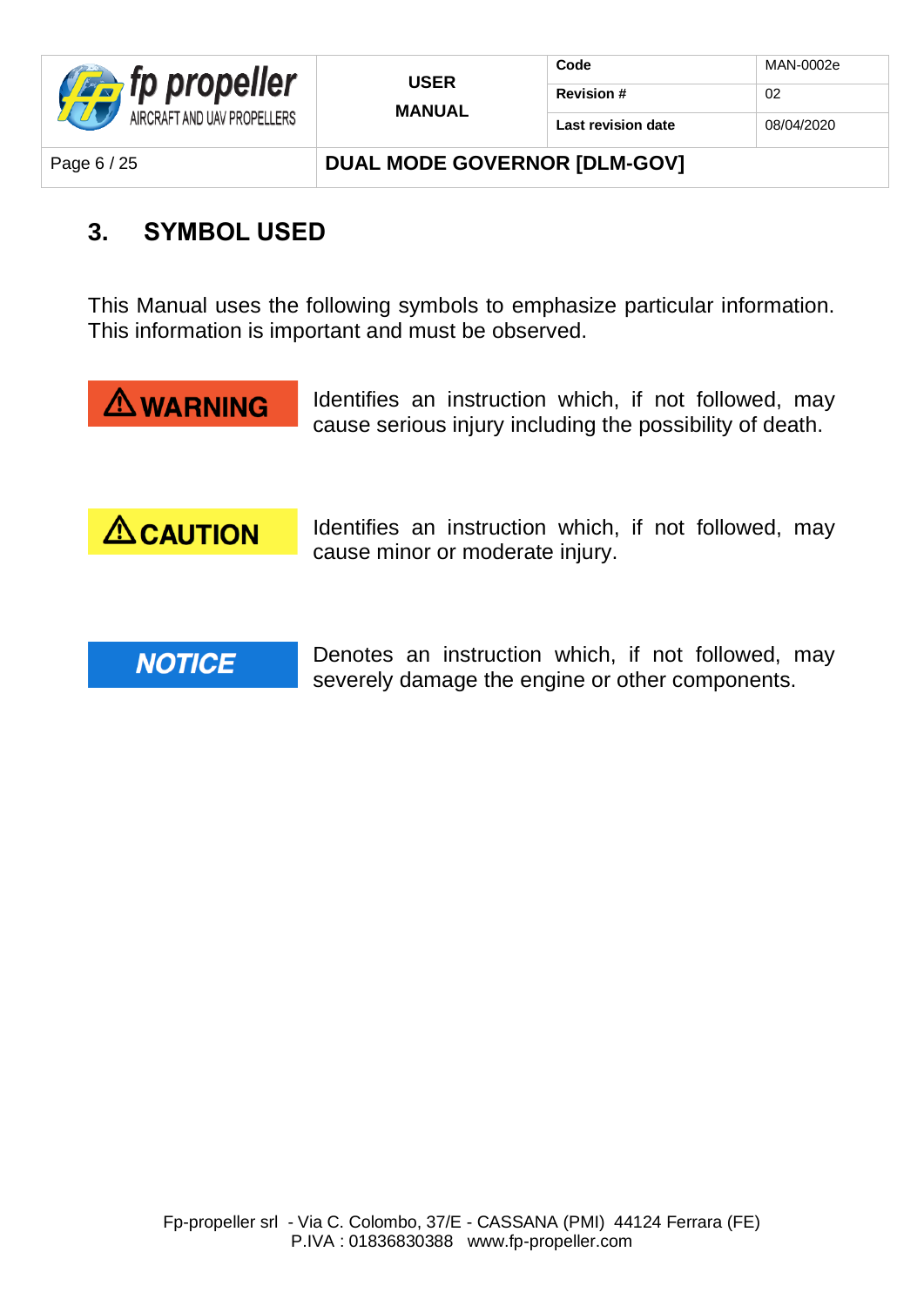## 3. SYMBOL USED

This Manual uses the following symbols to emphasize particular information. This information is important and must be observed.

| | |
|---|---|
| ⚠ **WARNING** | Identifies an instruction which, if not followed, may cause serious injury including the possibility of death. |
| ⚠ **CAUTION** | Identifies an instruction which, if not followed, may cause minor or moderate injury. |
| ***NOTICE*** | Denotes an instruction which, if not followed, may severely damage the engine or other components. |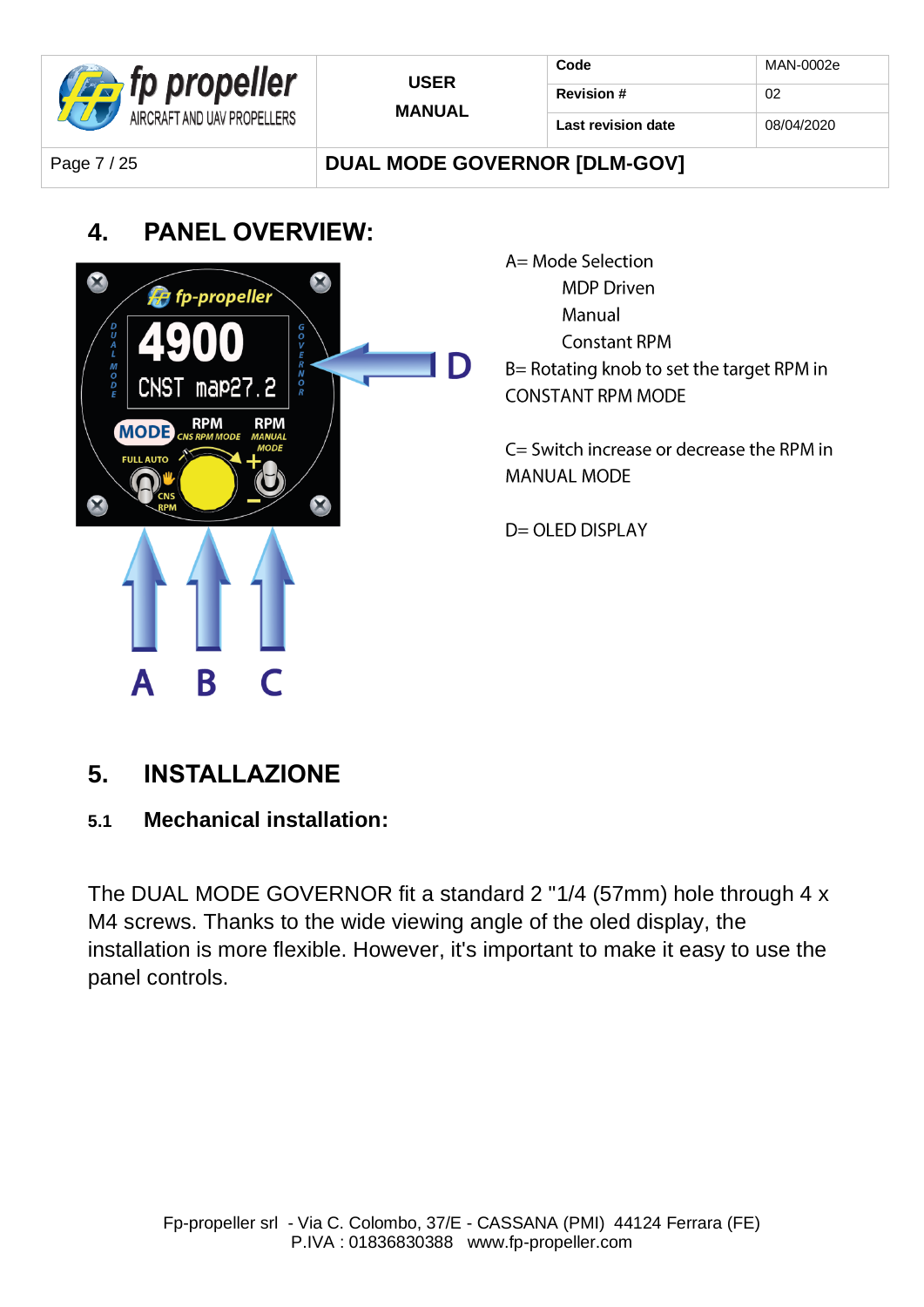## 4. PANEL OVERVIEW:

A= Mode Selection

- MDP Driven
- Manual
- Constant RPM

B= Rotating knob to set the target RPM in CONSTANT RPM MODE

C= Switch increase or decrease the RPM in MANUAL MODE

D= OLED DISPLAY

## 5. INSTALLAZIONE

### 5.1 Mechanical installation:

The DUAL MODE GOVERNOR fit a standard 2 "1/4 (57mm) hole through 4 x M4 screws. Thanks to the wide viewing angle of the oled display, the installation is more flexible. However, it's important to make it easy to use the panel controls.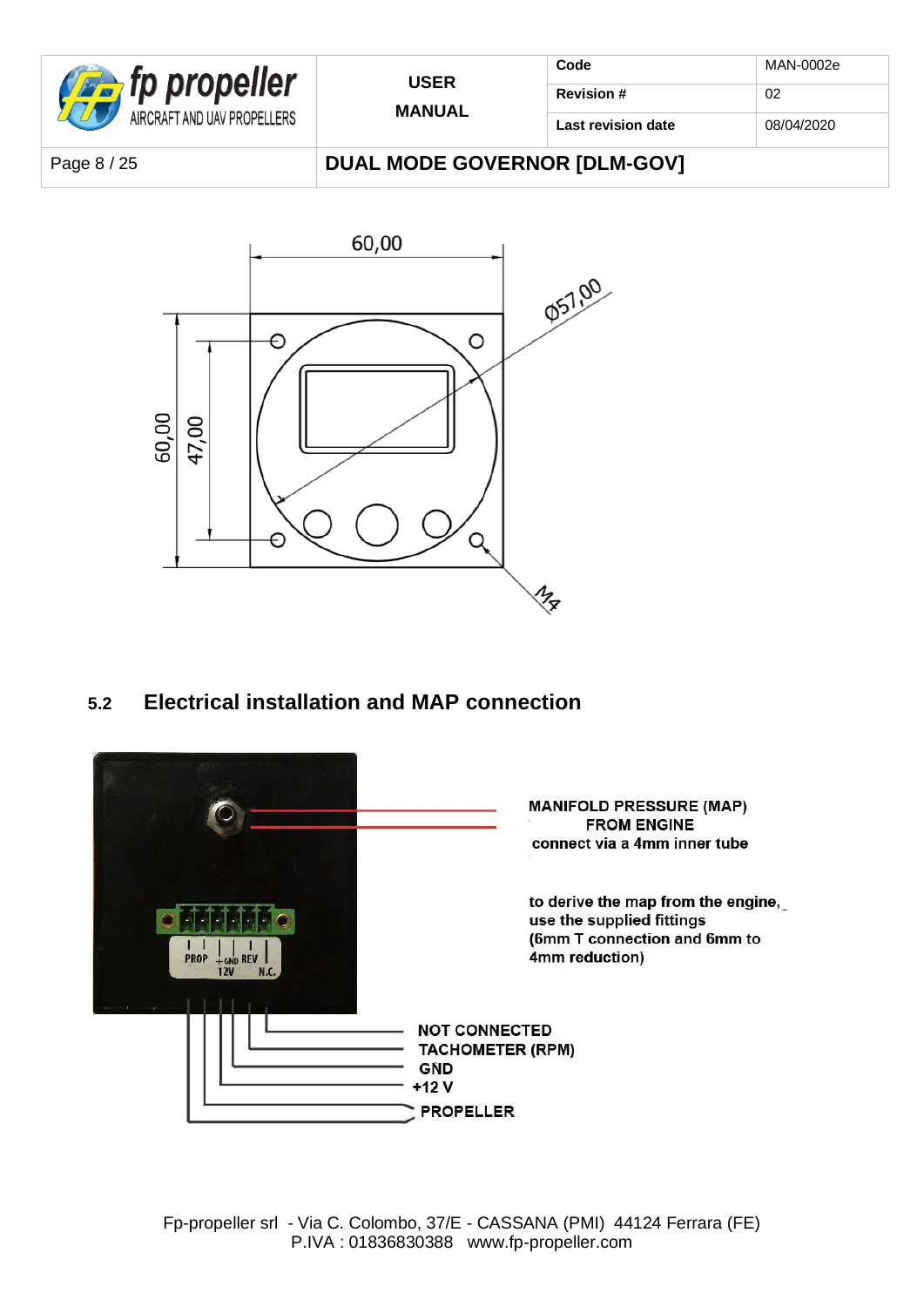## 5.2 Electrical installation and MAP connection

MANIFOLD PRESSURE (MAP) FROM ENGINE
connect via a 4mm inner tube

to derive the map from the engine, use the supplied fittings (6mm T connection and 6mm to 4mm reduction)

NOT CONNECTED
TACHOMETER (RPM)
GND
+12 V
PROPELLER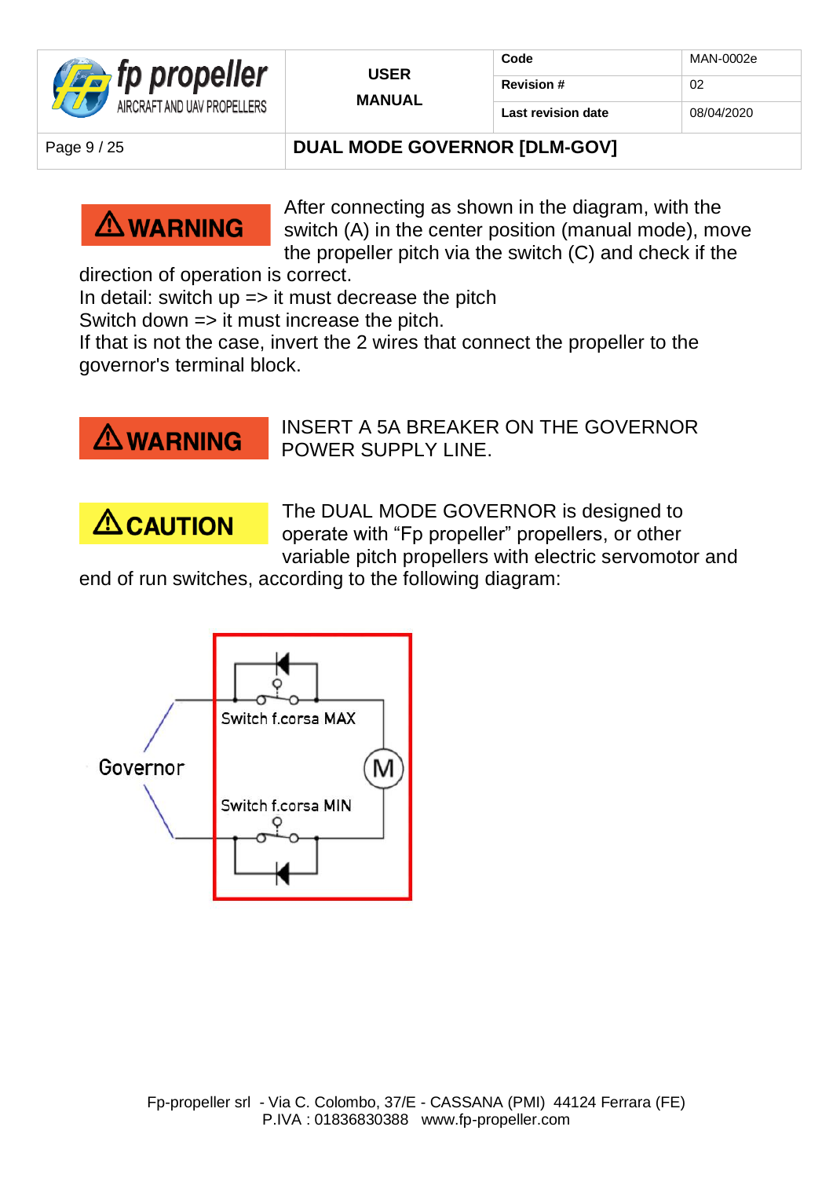**⚠WARNING** After connecting as shown in the diagram, with the switch (A) in the center position (manual mode), move the propeller pitch via the switch (C) and check if the direction of operation is correct.

In detail: switch up => it must decrease the pitch

Switch down => it must increase the pitch.

If that is not the case, invert the 2 wires that connect the propeller to the governor's terminal block.

**⚠WARNING** INSERT A 5A BREAKER ON THE GOVERNOR POWER SUPPLY LINE.

**⚠CAUTION** The DUAL MODE GOVERNOR is designed to operate with “Fp propeller” propellers, or other variable pitch propellers with electric servomotor and end of run switches, according to the following diagram:

Governor

Switch f.corsa MAX

M

Switch f.corsa MIN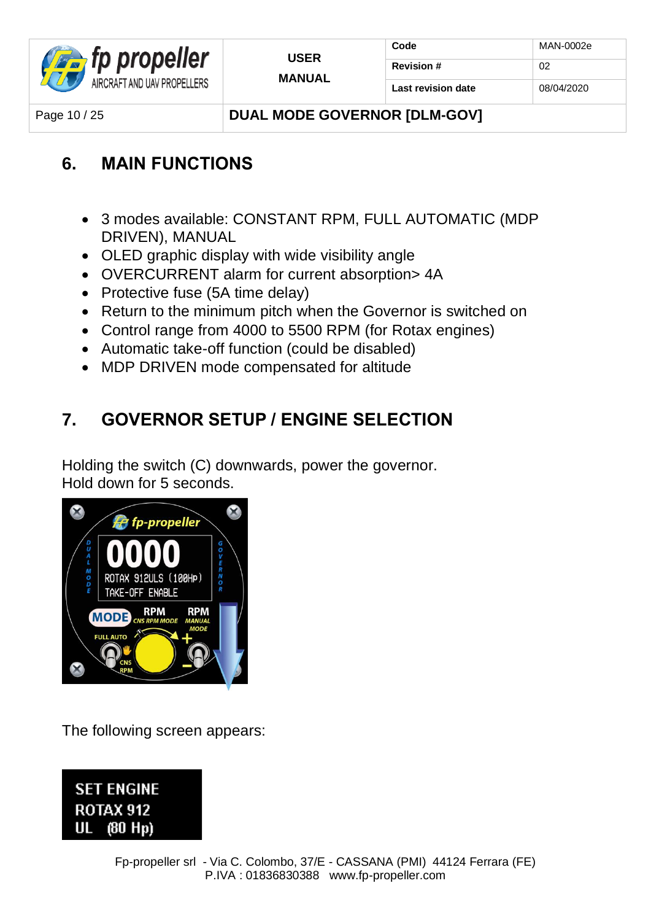## 6. MAIN FUNCTIONS

- 3 modes available: CONSTANT RPM, FULL AUTOMATIC (MDP DRIVEN), MANUAL
- OLED graphic display with wide visibility angle
- OVERCURRENT alarm for current absorption> 4A
- Protective fuse (5A time delay)
- Return to the minimum pitch when the Governor is switched on
- Control range from 4000 to 5500 RPM (for Rotax engines)
- Automatic take-off function (could be disabled)
- MDP DRIVEN mode compensated for altitude

## 7. GOVERNOR SETUP / ENGINE SELECTION

Holding the switch (C) downwards, power the governor.
Hold down for 5 seconds.

The following screen appears:

SET ENGINE
ROTAX 912
UL (80 Hp)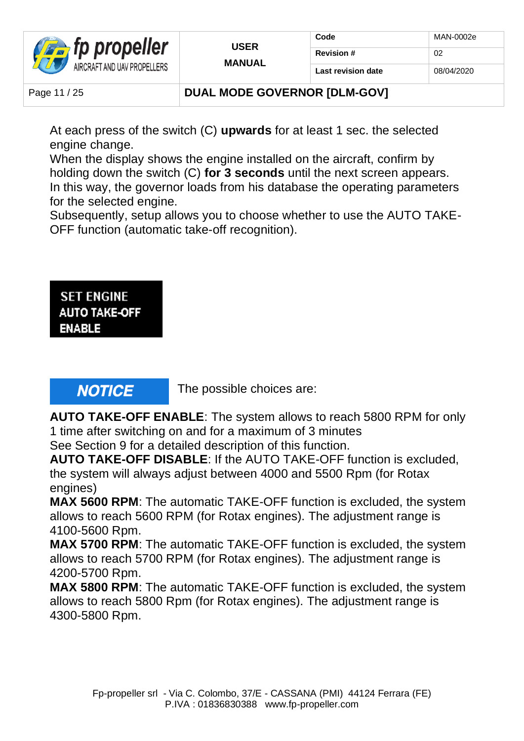At each press of the switch (C) **upwards** for at least 1 sec. the selected engine change.
When the display shows the engine installed on the aircraft, confirm by holding down the switch (C) **for 3 seconds** until the next screen appears. In this way, the governor loads from his database the operating parameters for the selected engine.
Subsequently, setup allows you to choose whether to use the AUTO TAKE-OFF function (automatic take-off recognition).

```
SET ENGINE
AUTO TAKE-OFF
ENABLE
```

***NOTICE*** The possible choices are:

**AUTO TAKE-OFF ENABLE**: The system allows to reach 5800 RPM for only 1 time after switching on and for a maximum of 3 minutes
See Section 9 for a detailed description of this function.
**AUTO TAKE-OFF DISABLE**: If the AUTO TAKE-OFF function is excluded, the system will always adjust between 4000 and 5500 Rpm (for Rotax engines)
**MAX 5600 RPM**: The automatic TAKE-OFF function is excluded, the system allows to reach 5600 RPM (for Rotax engines). The adjustment range is 4100-5600 Rpm.
**MAX 5700 RPM**: The automatic TAKE-OFF function is excluded, the system allows to reach 5700 RPM (for Rotax engines). The adjustment range is 4200-5700 Rpm.
**MAX 5800 RPM**: The automatic TAKE-OFF function is excluded, the system allows to reach 5800 Rpm (for Rotax engines). The adjustment range is 4300-5800 Rpm.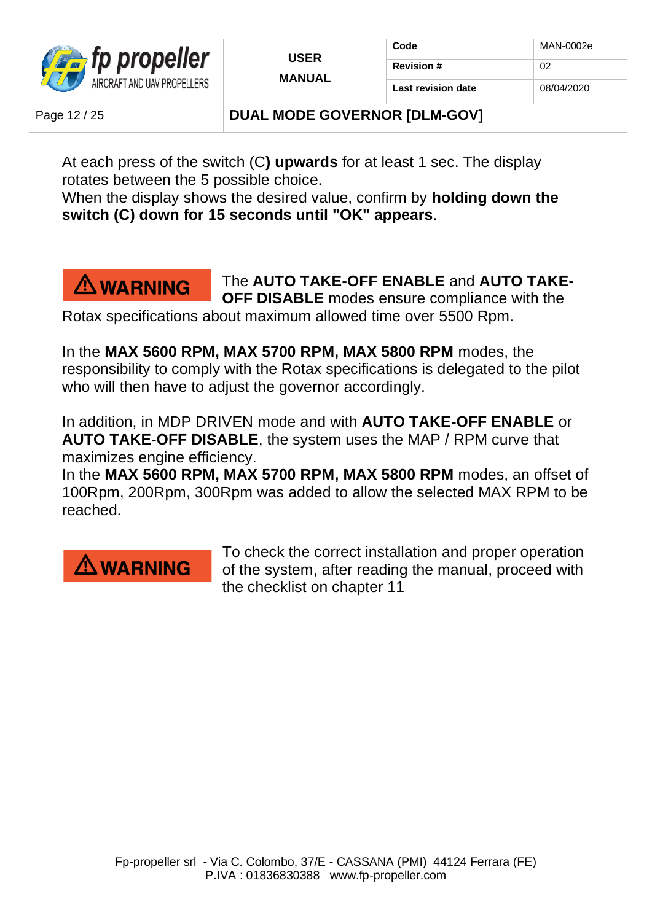At each press of the switch (C**) upwards** for at least 1 sec. The display rotates between the 5 possible choice.
When the display shows the desired value, confirm by **holding down the switch (C) down for 15 seconds until "OK" appears**.

**⚠ WARNING** The **AUTO TAKE-OFF ENABLE** and **AUTO TAKE-OFF DISABLE** modes ensure compliance with the Rotax specifications about maximum allowed time over 5500 Rpm.

In the **MAX 5600 RPM, MAX 5700 RPM, MAX 5800 RPM** modes, the responsibility to comply with the Rotax specifications is delegated to the pilot who will then have to adjust the governor accordingly.

In addition, in MDP DRIVEN mode and with **AUTO TAKE-OFF ENABLE** or **AUTO TAKE-OFF DISABLE**, the system uses the MAP / RPM curve that maximizes engine efficiency.
In the **MAX 5600 RPM, MAX 5700 RPM, MAX 5800 RPM** modes, an offset of 100Rpm, 200Rpm, 300Rpm was added to allow the selected MAX RPM to be reached.

**⚠ WARNING** To check the correct installation and proper operation of the system, after reading the manual, proceed with the checklist on chapter 11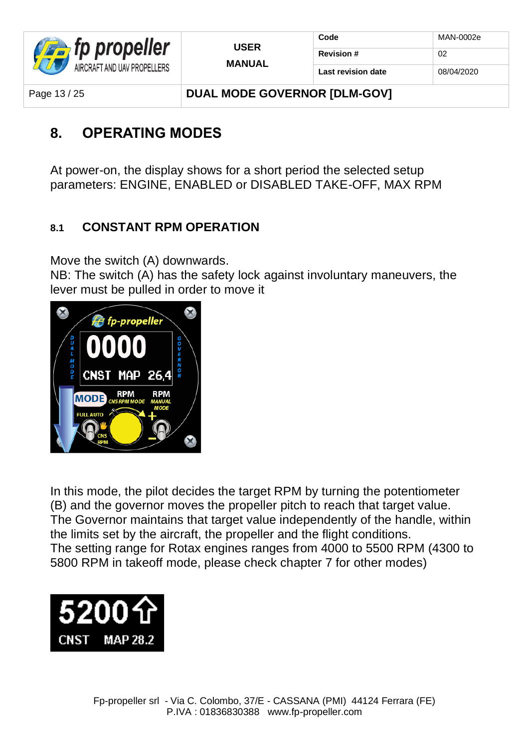## 8. OPERATING MODES

At power-on, the display shows for a short period the selected setup parameters: ENGINE, ENABLED or DISABLED TAKE-OFF, MAX RPM

### 8.1 CONSTANT RPM OPERATION

Move the switch (A) downwards.
NB: The switch (A) has the safety lock against involuntary maneuvers, the lever must be pulled in order to move it

In this mode, the pilot decides the target RPM by turning the potentiometer (B) and the governor moves the propeller pitch to reach that target value.
The Governor maintains that target value independently of the handle, within the limits set by the aircraft, the propeller and the flight conditions.
The setting range for Rotax engines ranges from 4000 to 5500 RPM (4300 to 5800 RPM in takeoff mode, please check chapter 7 for other modes)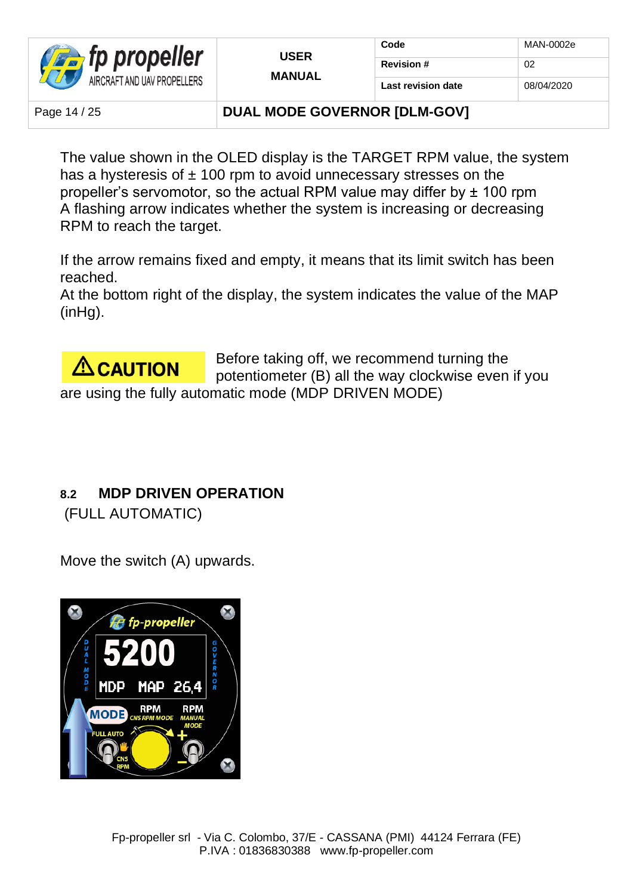The value shown in the OLED display is the TARGET RPM value, the system has a hysteresis of ± 100 rpm to avoid unnecessary stresses on the propeller's servomotor, so the actual RPM value may differ by ± 100 rpm
A flashing arrow indicates whether the system is increasing or decreasing RPM to reach the target.

If the arrow remains fixed and empty, it means that its limit switch has been reached.
At the bottom right of the display, the system indicates the value of the MAP (inHg).

**⚠ CAUTION** Before taking off, we recommend turning the potentiometer (B) all the way clockwise even if you are using the fully automatic mode (MDP DRIVEN MODE)

## 8.2 MDP DRIVEN OPERATION

(FULL AUTOMATIC)

Move the switch (A) upwards.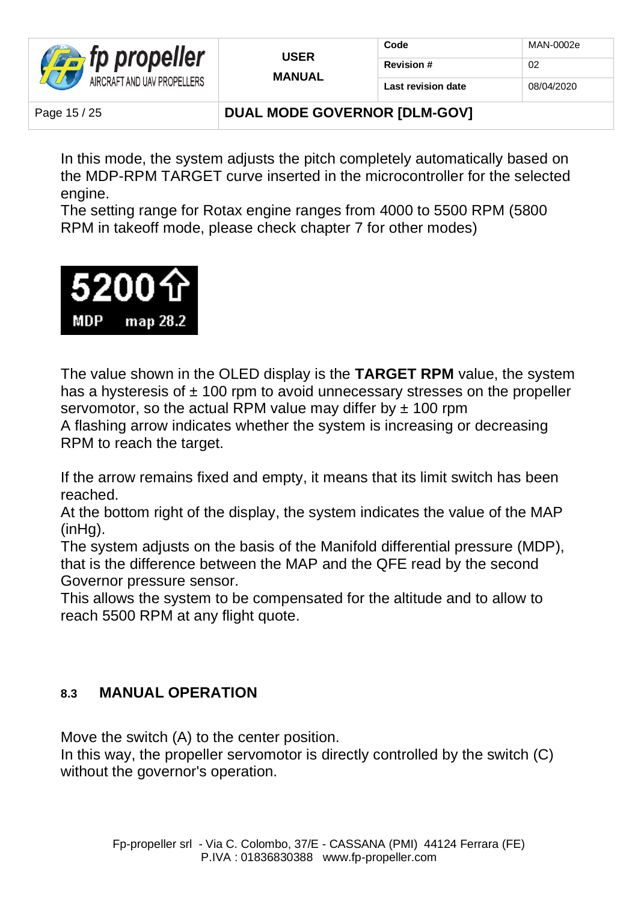In this mode, the system adjusts the pitch completely automatically based on the MDP-RPM TARGET curve inserted in the microcontroller for the selected engine.
The setting range for Rotax engine ranges from 4000 to 5500 RPM (5800 RPM in takeoff mode, please check chapter 7 for other modes)

The value shown in the OLED display is the **TARGET RPM** value, the system has a hysteresis of ± 100 rpm to avoid unnecessary stresses on the propeller servomotor, so the actual RPM value may differ by ± 100 rpm
A flashing arrow indicates whether the system is increasing or decreasing RPM to reach the target.

If the arrow remains fixed and empty, it means that its limit switch has been reached.
At the bottom right of the display, the system indicates the value of the MAP (inHg).
The system adjusts on the basis of the Manifold differential pressure (MDP), that is the difference between the MAP and the QFE read by the second Governor pressure sensor.
This allows the system to be compensated for the altitude and to allow to reach 5500 RPM at any flight quote.

## 8.3 MANUAL OPERATION

Move the switch (A) to the center position.
In this way, the propeller servomotor is directly controlled by the switch (C) without the governor's operation.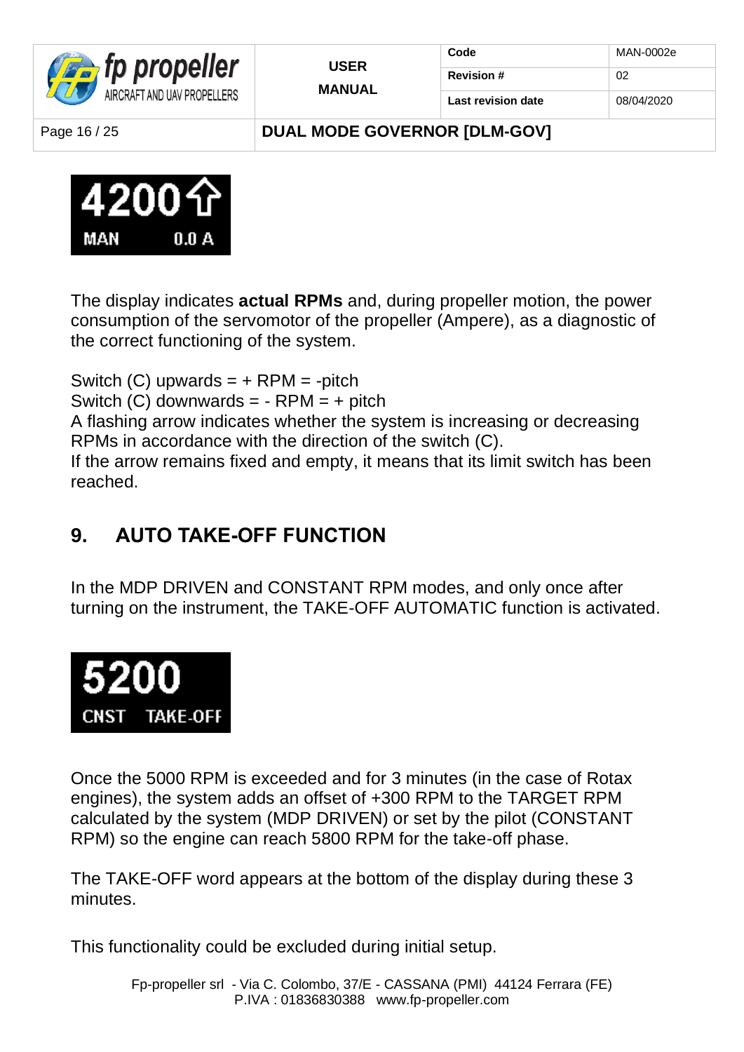4200 ⇧
MAN 0.0 A

The display indicates **actual RPMs** and, during propeller motion, the power consumption of the servomotor of the propeller (Ampere), as a diagnostic of the correct functioning of the system.

Switch (C) upwards = + RPM = -pitch
Switch (C) downwards = - RPM = + pitch
A flashing arrow indicates whether the system is increasing or decreasing RPMs in accordance with the direction of the switch (C).
If the arrow remains fixed and empty, it means that its limit switch has been reached.

## 9. AUTO TAKE-OFF FUNCTION

In the MDP DRIVEN and CONSTANT RPM modes, and only once after turning on the instrument, the TAKE-OFF AUTOMATIC function is activated.

5200
CNST TAKE-OFF

Once the 5000 RPM is exceeded and for 3 minutes (in the case of Rotax engines), the system adds an offset of +300 RPM to the TARGET RPM calculated by the system (MDP DRIVEN) or set by the pilot (CONSTANT RPM) so the engine can reach 5800 RPM for the take-off phase.

The TAKE-OFF word appears at the bottom of the display during these 3 minutes.

This functionality could be excluded during initial setup.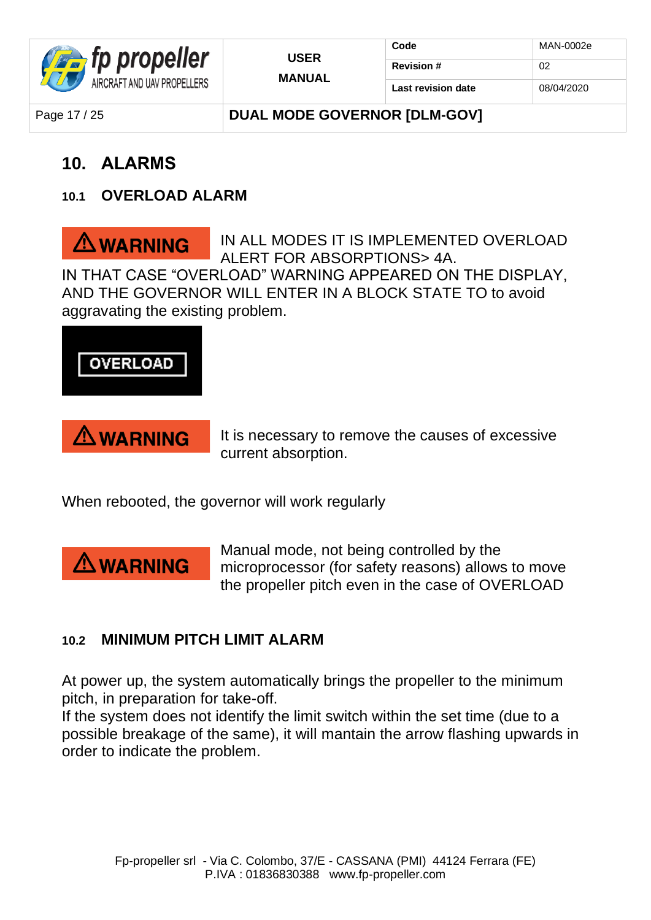# 10. ALARMS

## 10.1 OVERLOAD ALARM

**⚠WARNING** IN ALL MODES IT IS IMPLEMENTED OVERLOAD ALERT FOR ABSORPTIONS> 4A.
IN THAT CASE “OVERLOAD” WARNING APPEARED ON THE DISPLAY, AND THE GOVERNOR WILL ENTER IN A BLOCK STATE TO to avoid aggravating the existing problem.

OVERLOAD

**⚠WARNING** It is necessary to remove the causes of excessive current absorption.

When rebooted, the governor will work regularly

**⚠WARNING** Manual mode, not being controlled by the microprocessor (for safety reasons) allows to move the propeller pitch even in the case of OVERLOAD

## 10.2 MINIMUM PITCH LIMIT ALARM

At power up, the system automatically brings the propeller to the minimum pitch, in preparation for take-off.
If the system does not identify the limit switch within the set time (due to a possible breakage of the same), it will mantain the arrow flashing upwards in order to indicate the problem.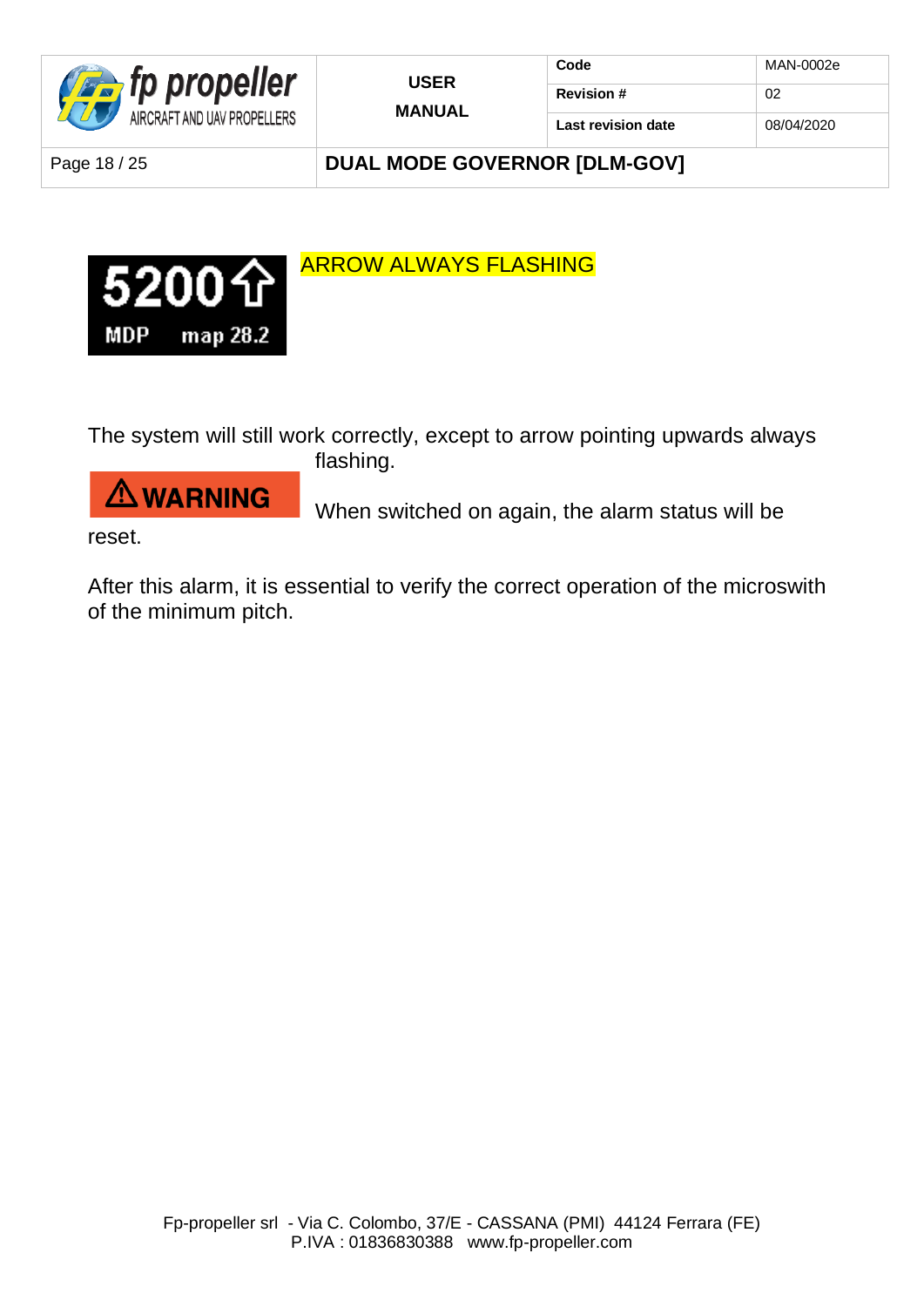5200⇧
MDP map 28.2

ARROW ALWAYS FLASHING

The system will still work correctly, except to arrow pointing upwards always flashing.

**⚠WARNING** When switched on again, the alarm status will be reset.

After this alarm, it is essential to verify the correct operation of the microswith of the minimum pitch.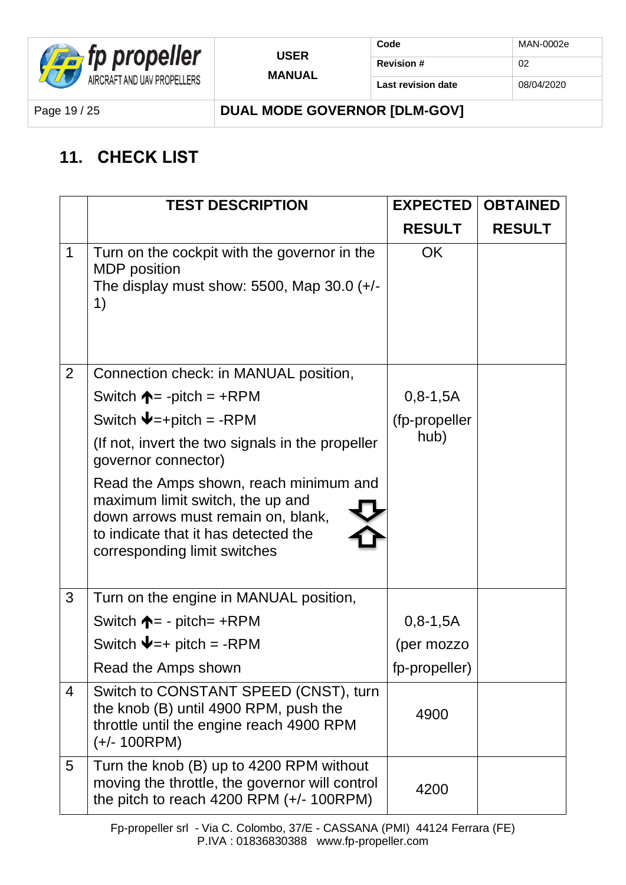## 11. CHECK LIST

| | TEST DESCRIPTION | EXPECTED RESULT | OBTAINED RESULT |
|---|---|---|---|
| 1 | Turn on the cockpit with the governor in the MDP position<br>The display must show: 5500, Map 30.0 (+/- 1) | OK | |
| 2 | Connection check: in MANUAL position,<br>Switch ↑= -pitch = +RPM<br>Switch ↓=+pitch = -RPM<br>(If not, invert the two signals in the propeller governor connector)<br>Read the Amps shown, reach minimum and maximum limit switch, the up and down arrows must remain on, blank, to indicate that it has detected the corresponding limit switches ⇩ ⇧ | 0,8-1,5A (fp-propeller hub) | |
| 3 | Turn on the engine in MANUAL position,<br>Switch ↑= - pitch= +RPM<br>Switch ↓=+ pitch = -RPM<br>Read the Amps shown | 0,8-1,5A (per mozzo fp-propeller) | |
| 4 | Switch to CONSTANT SPEED (CNST), turn the knob (B) until 4900 RPM, push the throttle until the engine reach 4900 RPM (+/- 100RPM) | 4900 | |
| 5 | Turn the knob (B) up to 4200 RPM without moving the throttle, the governor will control the pitch to reach 4200 RPM (+/- 100RPM) | 4200 | |

Fp-propeller srl - Via C. Colombo, 37/E - CASSANA (PMI) 44124 Ferrara (FE)
P.IVA : 01836830388 www.fp-propeller.com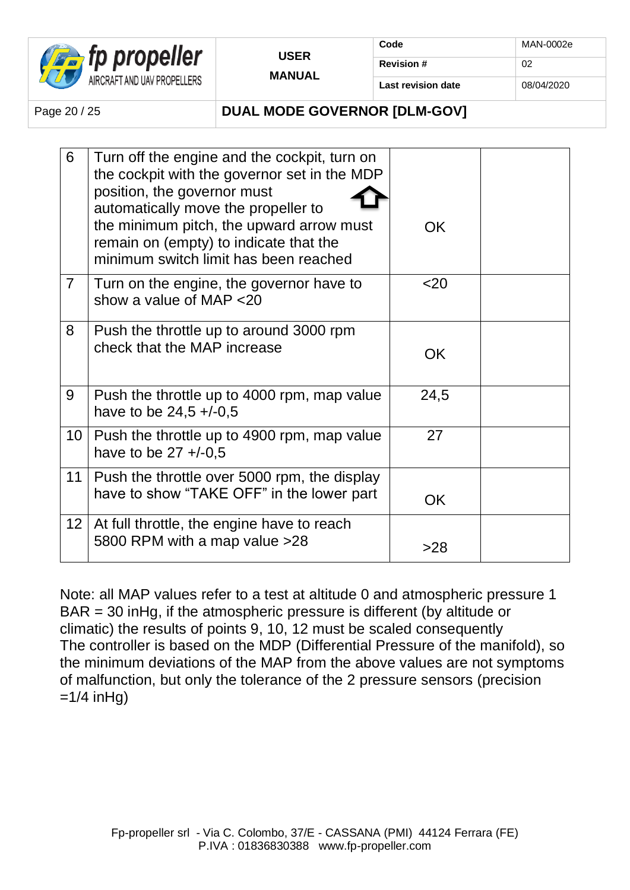| 6 | Turn off the engine and the cockpit, turn on the cockpit with the governor set in the MDP position, the governor must automatically move the propeller to the minimum pitch, the upward arrow must remain on (empty) to indicate that the minimum switch limit has been reached | OK | |
|---|---|---|---|
| 7 | Turn on the engine, the governor have to show a value of MAP <20 | <20 | |
| 8 | Push the throttle up to around 3000 rpm check that the MAP increase | OK | |
| 9 | Push the throttle up to 4000 rpm, map value have to be 24,5 +/-0,5 | 24,5 | |
| 10 | Push the throttle up to 4900 rpm, map value have to be 27 +/-0,5 | 27 | |
| 11 | Push the throttle over 5000 rpm, the display have to show “TAKE OFF” in the lower part | OK | |
| 12 | At full throttle, the engine have to reach 5800 RPM with a map value >28 | >28 | |

Note: all MAP values refer to a test at altitude 0 and atmospheric pressure 1 BAR = 30 inHg, if the atmospheric pressure is different (by altitude or climatic) the results of points 9, 10, 12 must be scaled consequently
The controller is based on the MDP (Differential Pressure of the manifold), so the minimum deviations of the MAP from the above values are not symptoms of malfunction, but only the tolerance of the 2 pressure sensors (precision =1/4 inHg)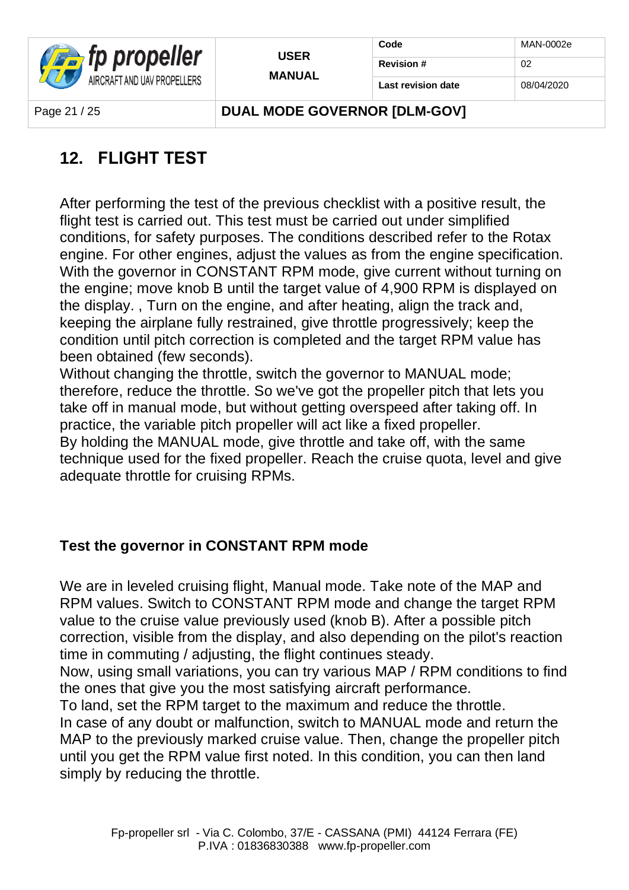## 12. FLIGHT TEST

After performing the test of the previous checklist with a positive result, the flight test is carried out. This test must be carried out under simplified conditions, for safety purposes. The conditions described refer to the Rotax engine. For other engines, adjust the values as from the engine specification. With the governor in CONSTANT RPM mode, give current without turning on the engine; move knob B until the target value of 4,900 RPM is displayed on the display. , Turn on the engine, and after heating, align the track and, keeping the airplane fully restrained, give throttle progressively; keep the condition until pitch correction is completed and the target RPM value has been obtained (few seconds).
Without changing the throttle, switch the governor to MANUAL mode; therefore, reduce the throttle. So we've got the propeller pitch that lets you take off in manual mode, but without getting overspeed after taking off. In practice, the variable pitch propeller will act like a fixed propeller.
By holding the MANUAL mode, give throttle and take off, with the same technique used for the fixed propeller. Reach the cruise quota, level and give adequate throttle for cruising RPMs.

### Test the governor in CONSTANT RPM mode

We are in leveled cruising flight, Manual mode. Take note of the MAP and RPM values. Switch to CONSTANT RPM mode and change the target RPM value to the cruise value previously used (knob B). After a possible pitch correction, visible from the display, and also depending on the pilot's reaction time in commuting / adjusting, the flight continues steady.
Now, using small variations, you can try various MAP / RPM conditions to find the ones that give you the most satisfying aircraft performance.
To land, set the RPM target to the maximum and reduce the throttle.
In case of any doubt or malfunction, switch to MANUAL mode and return the MAP to the previously marked cruise value. Then, change the propeller pitch until you get the RPM value first noted. In this condition, you can then land simply by reducing the throttle.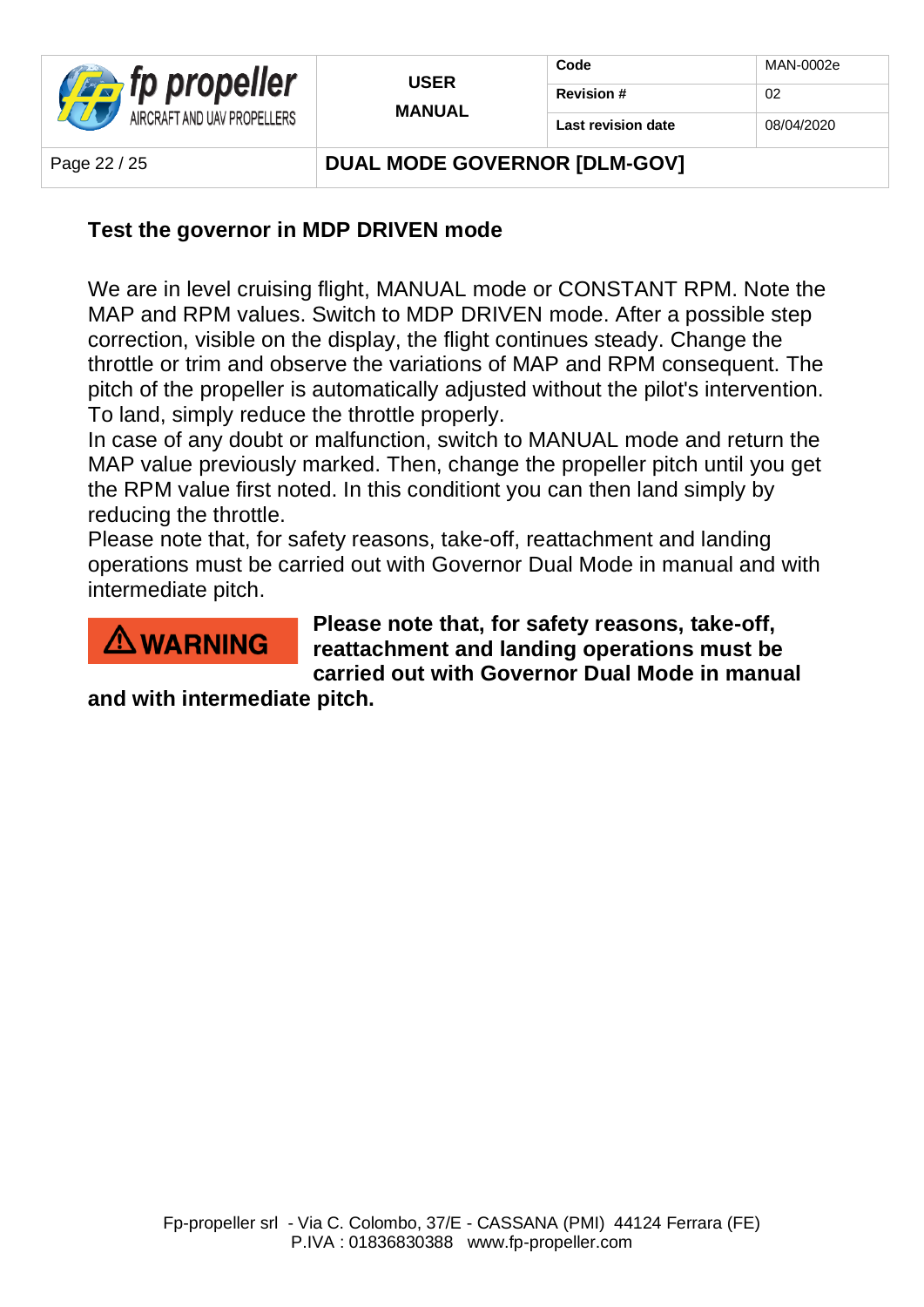### Test the governor in MDP DRIVEN mode

We are in level cruising flight, MANUAL mode or CONSTANT RPM. Note the MAP and RPM values. Switch to MDP DRIVEN mode. After a possible step correction, visible on the display, the flight continues steady. Change the throttle or trim and observe the variations of MAP and RPM consequent. The pitch of the propeller is automatically adjusted without the pilot's intervention. To land, simply reduce the throttle properly.
In case of any doubt or malfunction, switch to MANUAL mode and return the MAP value previously marked. Then, change the propeller pitch until you get the RPM value first noted. In this conditiont you can then land simply by reducing the throttle.
Please note that, for safety reasons, take-off, reattachment and landing operations must be carried out with Governor Dual Mode in manual and with intermediate pitch.

**⚠ WARNING**

**Please note that, for safety reasons, take-off, reattachment and landing operations must be carried out with Governor Dual Mode in manual and with intermediate pitch.**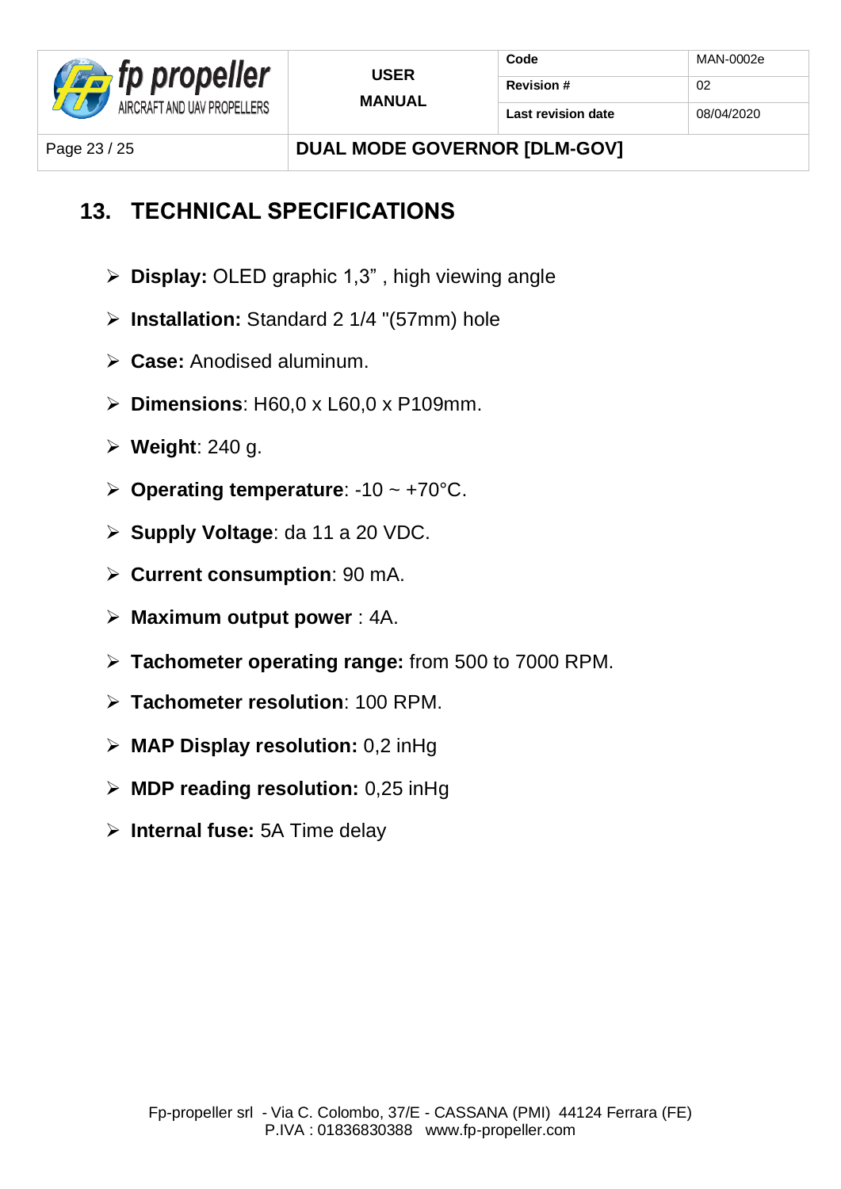## 13. TECHNICAL SPECIFICATIONS

- **Display:** OLED graphic 1,3" , high viewing angle
- **Installation:** Standard 2 1/4 "(57mm) hole
- **Case:** Anodised aluminum.
- **Dimensions**: H60,0 x L60,0 x P109mm.
- **Weight**: 240 g.
- **Operating temperature**: -10 ~ +70°C.
- **Supply Voltage**: da 11 a 20 VDC.
- **Current consumption**: 90 mA.
- **Maximum output power** : 4A.
- **Tachometer operating range:** from 500 to 7000 RPM.
- **Tachometer resolution**: 100 RPM.
- **MAP Display resolution:** 0,2 inHg
- **MDP reading resolution:** 0,25 inHg
- **Internal fuse:** 5A Time delay

Fp-propeller srl - Via C. Colombo, 37/E - CASSANA (PMI) 44124 Ferrara (FE)
P.IVA : 01836830388 www.fp-propeller.com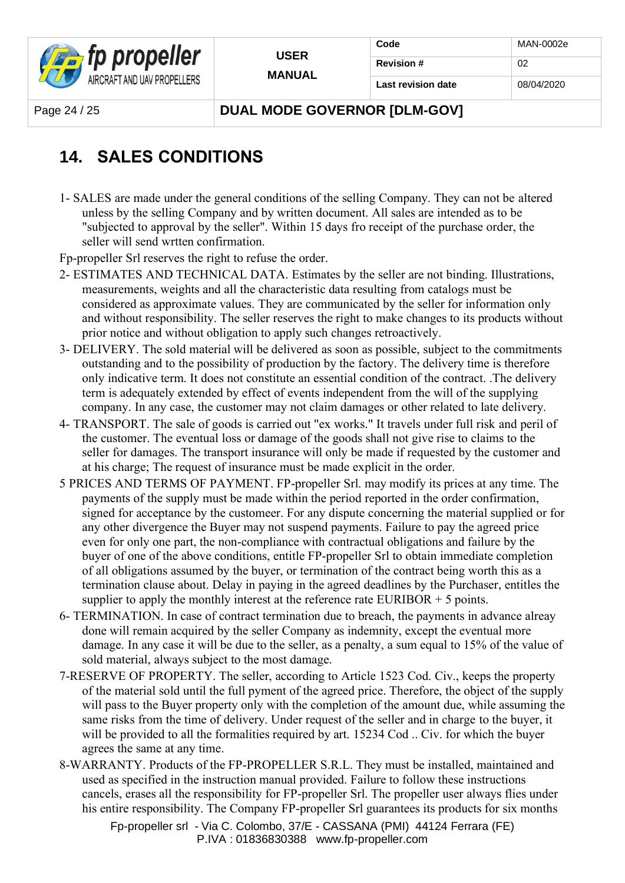# 14. SALES CONDITIONS

1- SALES are made under the general conditions of the selling Company. They can not be altered unless by the selling Company and by written document. All sales are intended as to be "subjected to approval by the seller". Within 15 days fro receipt of the purchase order, the seller will send wrtten confirmation.

Fp-propeller Srl reserves the right to refuse the order.

2- ESTIMATES AND TECHNICAL DATA. Estimates by the seller are not binding. Illustrations, measurements, weights and all the characteristic data resulting from catalogs must be considered as approximate values. They are communicated by the seller for information only and without responsibility. The seller reserves the right to make changes to its products without prior notice and without obligation to apply such changes retroactively.

3- DELIVERY. The sold material will be delivered as soon as possible, subject to the commitments outstanding and to the possibility of production by the factory. The delivery time is therefore only indicative term. It does not constitute an essential condition of the contract. .The delivery term is adequately extended by effect of events independent from the will of the supplying company. In any case, the customer may not claim damages or other related to late delivery.

4- TRANSPORT. The sale of goods is carried out "ex works." It travels under full risk and peril of the customer. The eventual loss or damage of the goods shall not give rise to claims to the seller for damages. The transport insurance will only be made if requested by the customer and at his charge; The request of insurance must be made explicit in the order.

5 PRICES AND TERMS OF PAYMENT. FP-propeller Srl. may modify its prices at any time. The payments of the supply must be made within the period reported in the order confirmation, signed for acceptance by the custoemer. For any dispute concerning the material supplied or for any other divergence the Buyer may not suspend payments. Failure to pay the agreed price even for only one part, the non-compliance with contractual obligations and failure by the buyer of one of the above conditions, entitle FP-propeller Srl to obtain immediate completion of all obligations assumed by the buyer, or termination of the contract being worth this as a termination clause about. Delay in paying in the agreed deadlines by the Purchaser, entitles the supplier to apply the monthly interest at the reference rate EURIBOR + 5 points.

6- TERMINATION. In case of contract termination due to breach, the payments in advance alreay done will remain acquired by the seller Company as indemnity, except the eventual more damage. In any case it will be due to the seller, as a penalty, a sum equal to 15% of the value of sold material, always subject to the most damage.

7-RESERVE OF PROPERTY. The seller, according to Article 1523 Cod. Civ., keeps the property of the material sold until the full pyment of the agreed price. Therefore, the object of the supply will pass to the Buyer property only with the completion of the amount due, while assuming the same risks from the time of delivery. Under request of the seller and in charge to the buyer, it will be provided to all the formalities required by art. 15234 Cod .. Civ. for which the buyer agrees the same at any time.

8-WARRANTY. Products of the FP-PROPELLER S.R.L. They must be installed, maintained and used as specified in the instruction manual provided. Failure to follow these instructions cancels, erases all the responsibility for FP-propeller Srl. The propeller user always flies under his entire responsibility. The Company FP-propeller Srl guarantees its products for six months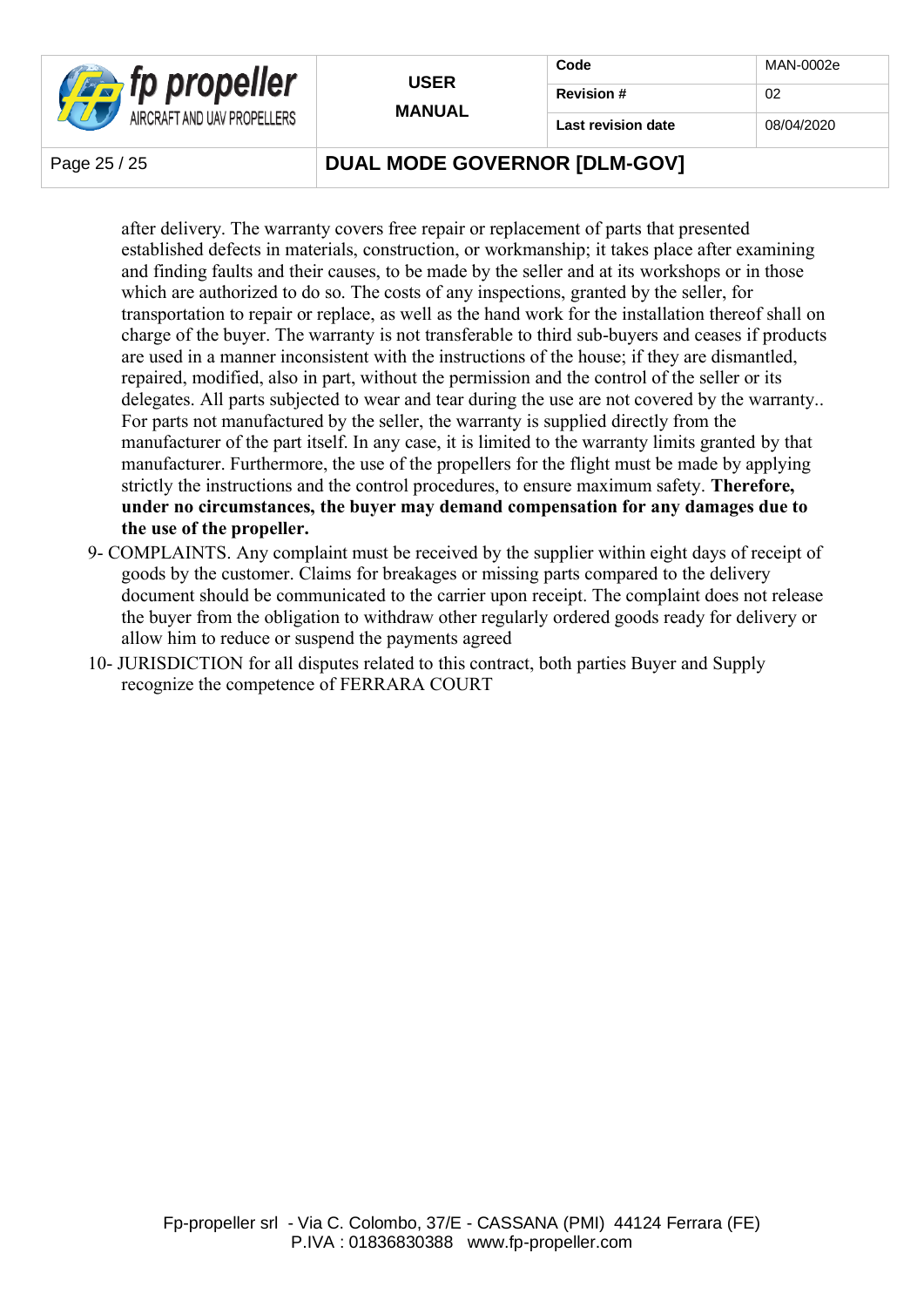after delivery. The warranty covers free repair or replacement of parts that presented established defects in materials, construction, or workmanship; it takes place after examining and finding faults and their causes, to be made by the seller and at its workshops or in those which are authorized to do so. The costs of any inspections, granted by the seller, for transportation to repair or replace, as well as the hand work for the installation thereof shall on charge of the buyer. The warranty is not transferable to third sub-buyers and ceases if products are used in a manner inconsistent with the instructions of the house; if they are dismantled, repaired, modified, also in part, without the permission and the control of the seller or its delegates. All parts subjected to wear and tear during the use are not covered by the warranty.. For parts not manufactured by the seller, the warranty is supplied directly from the manufacturer of the part itself. In any case, it is limited to the warranty limits granted by that manufacturer. Furthermore, the use of the propellers for the flight must be made by applying strictly the instructions and the control procedures, to ensure maximum safety. **Therefore, under no circumstances, the buyer may demand compensation for any damages due to the use of the propeller.**

9- COMPLAINTS. Any complaint must be received by the supplier within eight days of receipt of goods by the customer. Claims for breakages or missing parts compared to the delivery document should be communicated to the carrier upon receipt. The complaint does not release the buyer from the obligation to withdraw other regularly ordered goods ready for delivery or allow him to reduce or suspend the payments agreed

10- JURISDICTION for all disputes related to this contract, both parties Buyer and Supply recognize the competence of FERRARA COURT